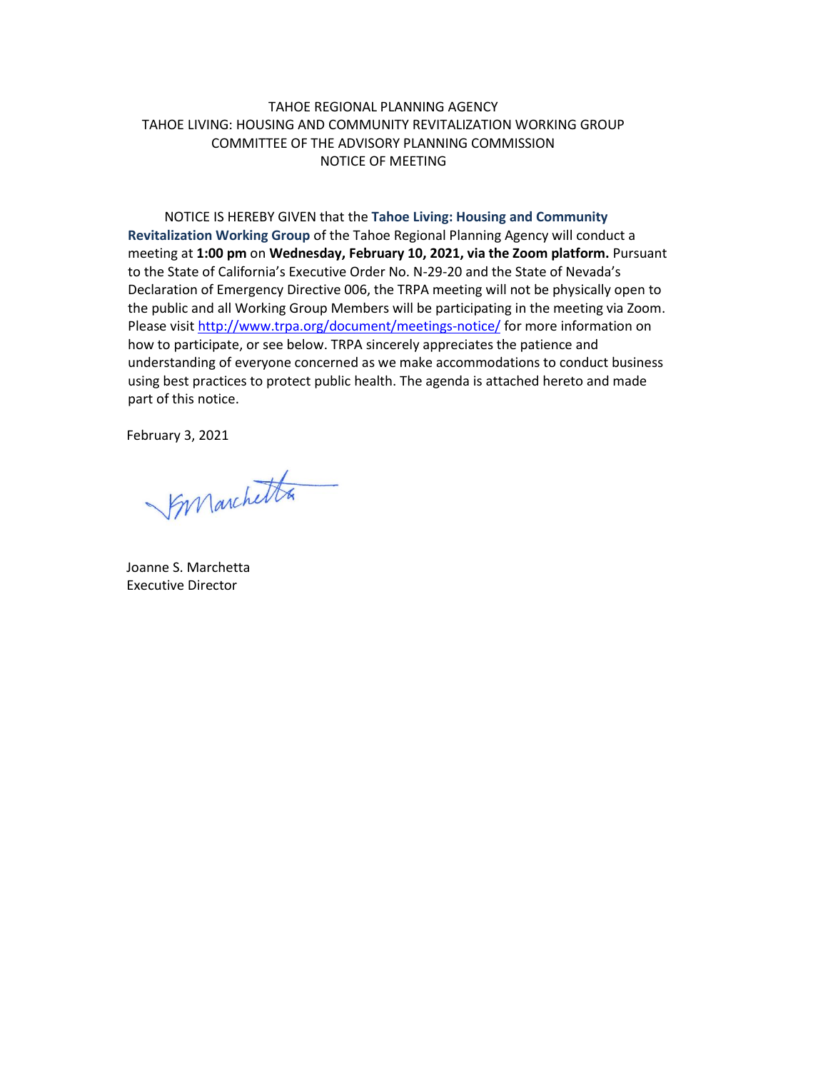TAHOE REGIONAL PLANNING AGENCY
TAHOE LIVING: HOUSING AND COMMUNITY REVITALIZATION WORKING GROUP
COMMITTEE OF THE ADVISORY PLANNING COMMISSION
NOTICE OF MEETING

NOTICE IS HEREBY GIVEN that the **Tahoe Living: Housing and Community Revitalization Working Group** of the Tahoe Regional Planning Agency will conduct a meeting at **1:00 pm** on **Wednesday, February 10, 2021, via the Zoom platform.** Pursuant to the State of California's Executive Order No. N-29-20 and the State of Nevada's Declaration of Emergency Directive 006, the TRPA meeting will not be physically open to the public and all Working Group Members will be participating in the meeting via Zoom. Please visit http://www.trpa.org/document/meetings-notice/ for more information on how to participate, or see below. TRPA sincerely appreciates the patience and understanding of everyone concerned as we make accommodations to conduct business using best practices to protect public health. The agenda is attached hereto and made part of this notice.

February 3, 2021

Joanne S. Marchetta
Executive Director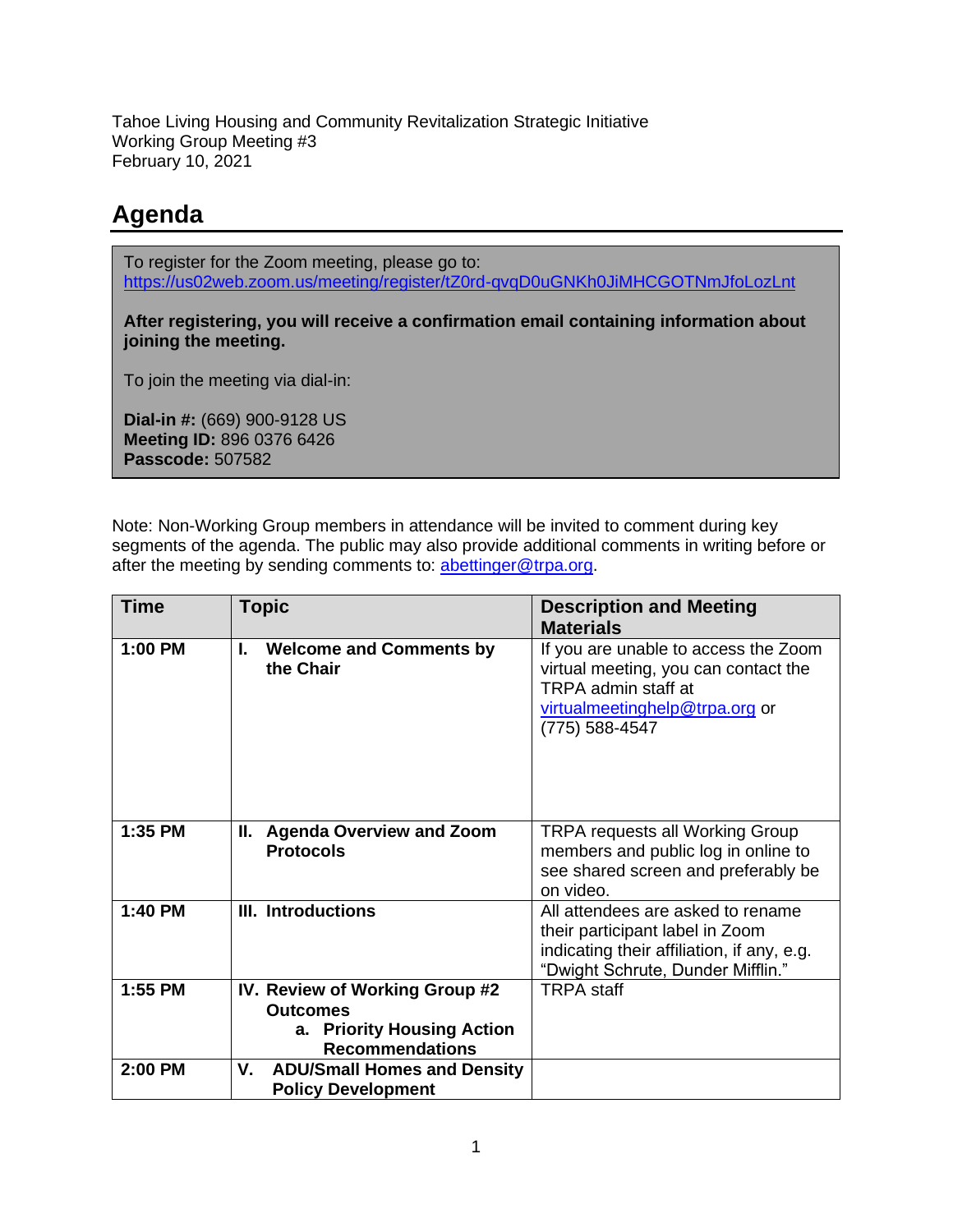Tahoe Living Housing and Community Revitalization Strategic Initiative
Working Group Meeting #3
February 10, 2021

# Agenda

To register for the Zoom meeting, please go to:
https://us02web.zoom.us/meeting/register/tZ0rd-qvqD0uGNKh0JiMHCGOTNmJfoLozLnt

**After registering, you will receive a confirmation email containing information about joining the meeting.**

To join the meeting via dial-in:

**Dial-in #:** (669) 900-9128 US
**Meeting ID:** 896 0376 6426
**Passcode:** 507582

Note: Non-Working Group members in attendance will be invited to comment during key segments of the agenda. The public may also provide additional comments in writing before or after the meeting by sending comments to: abettinger@trpa.org.

| Time | Topic | Description and Meeting Materials |
|---|---|---|
| **1:00 PM** | **I. Welcome and Comments by the Chair** | If you are unable to access the Zoom virtual meeting, you can contact the TRPA admin staff at virtualmeetinghelp@trpa.org or (775) 588-4547 |
| **1:35 PM** | **II. Agenda Overview and Zoom Protocols** | TRPA requests all Working Group members and public log in online to see shared screen and preferably be on video. |
| **1:40 PM** | **III. Introductions** | All attendees are asked to rename their participant label in Zoom indicating their affiliation, if any, e.g. "Dwight Schrute, Dunder Mifflin." |
| **1:55 PM** | **IV. Review of Working Group #2 Outcomes**<br>**a. Priority Housing Action Recommendations** | TRPA staff |
| **2:00 PM** | **V. ADU/Small Homes and Density Policy Development** | |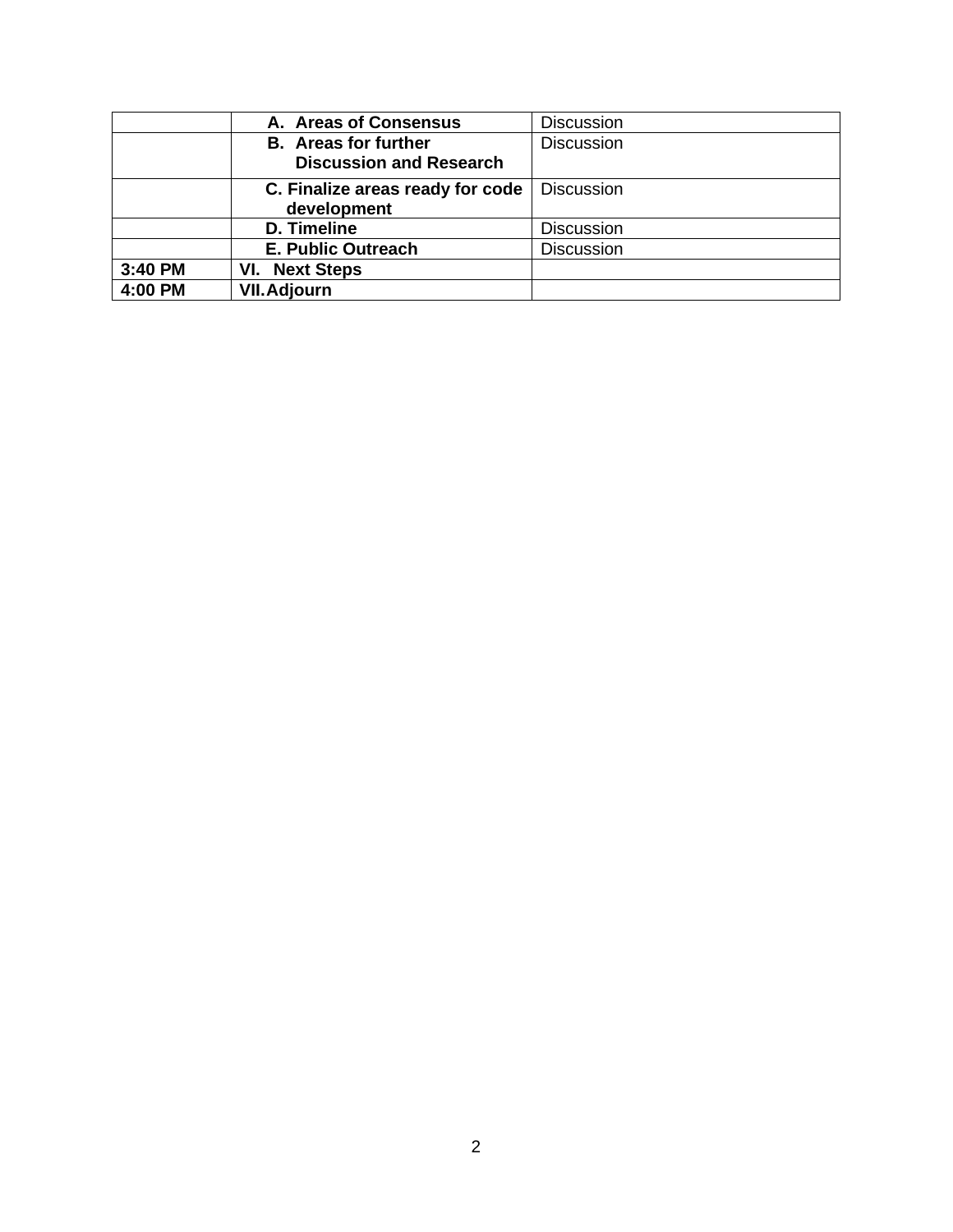| | | |
|---|---|---|
| | **A. Areas of Consensus** | Discussion |
| | **B. Areas for further Discussion and Research** | Discussion |
| | **C. Finalize areas ready for code development** | Discussion |
| | **D. Timeline** | Discussion |
| | **E. Public Outreach** | Discussion |
| **3:40 PM** | **VI. Next Steps** | |
| **4:00 PM** | **VII. Adjourn** | |